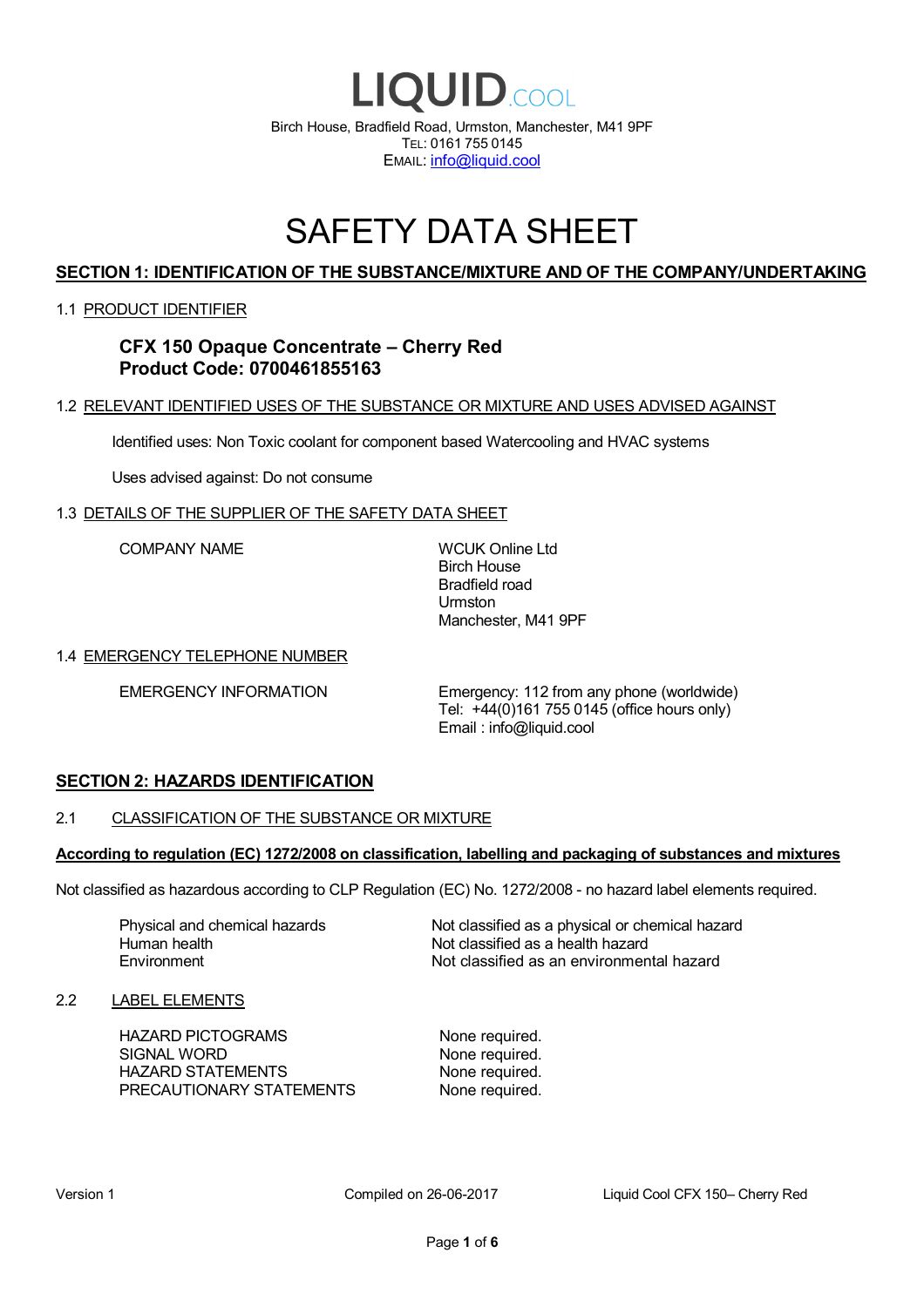LIQUID.COOL

Birch House, Bradfield Road, Urmston, Manchester, M41 9PF
TEL: 0161 755 0145
EMAIL: info@liquid.cool

# SAFETY DATA SHEET

## SECTION 1: IDENTIFICATION OF THE SUBSTANCE/MIXTURE AND OF THE COMPANY/UNDERTAKING

### 1.1 PRODUCT IDENTIFIER

**CFX 150 Opaque Concentrate – Cherry Red**
**Product Code: 0700461855163**

### 1.2 RELEVANT IDENTIFIED USES OF THE SUBSTANCE OR MIXTURE AND USES ADVISED AGAINST

Identified uses: Non Toxic coolant for component based Watercooling and HVAC systems

Uses advised against: Do not consume

### 1.3 DETAILS OF THE SUPPLIER OF THE SAFETY DATA SHEET

| | |
|---|---|
| COMPANY NAME | WCUK Online Ltd<br>Birch House<br>Bradfield road<br>Urmston<br>Manchester, M41 9PF |

### 1.4 EMERGENCY TELEPHONE NUMBER

| | |
|---|---|
| EMERGENCY INFORMATION | Emergency: 112 from any phone (worldwide)<br>Tel: +44(0)161 755 0145 (office hours only)<br>Email : info@liquid.cool |

## SECTION 2: HAZARDS IDENTIFICATION

### 2.1 CLASSIFICATION OF THE SUBSTANCE OR MIXTURE

**According to regulation (EC) 1272/2008 on classification, labelling and packaging of substances and mixtures**

Not classified as hazardous according to CLP Regulation (EC) No. 1272/2008 - no hazard label elements required.

| | |
|---|---|
| Physical and chemical hazards | Not classified as a physical or chemical hazard |
| Human health | Not classified as a health hazard |
| Environment | Not classified as an environmental hazard |

### 2.2 LABEL ELEMENTS

| | |
|---|---|
| HAZARD PICTOGRAMS | None required. |
| SIGNAL WORD | None required. |
| HAZARD STATEMENTS | None required. |
| PRECAUTIONARY STATEMENTS | None required. |

Version 1 Compiled on 26-06-2017 Liquid Cool CFX 150– Cherry Red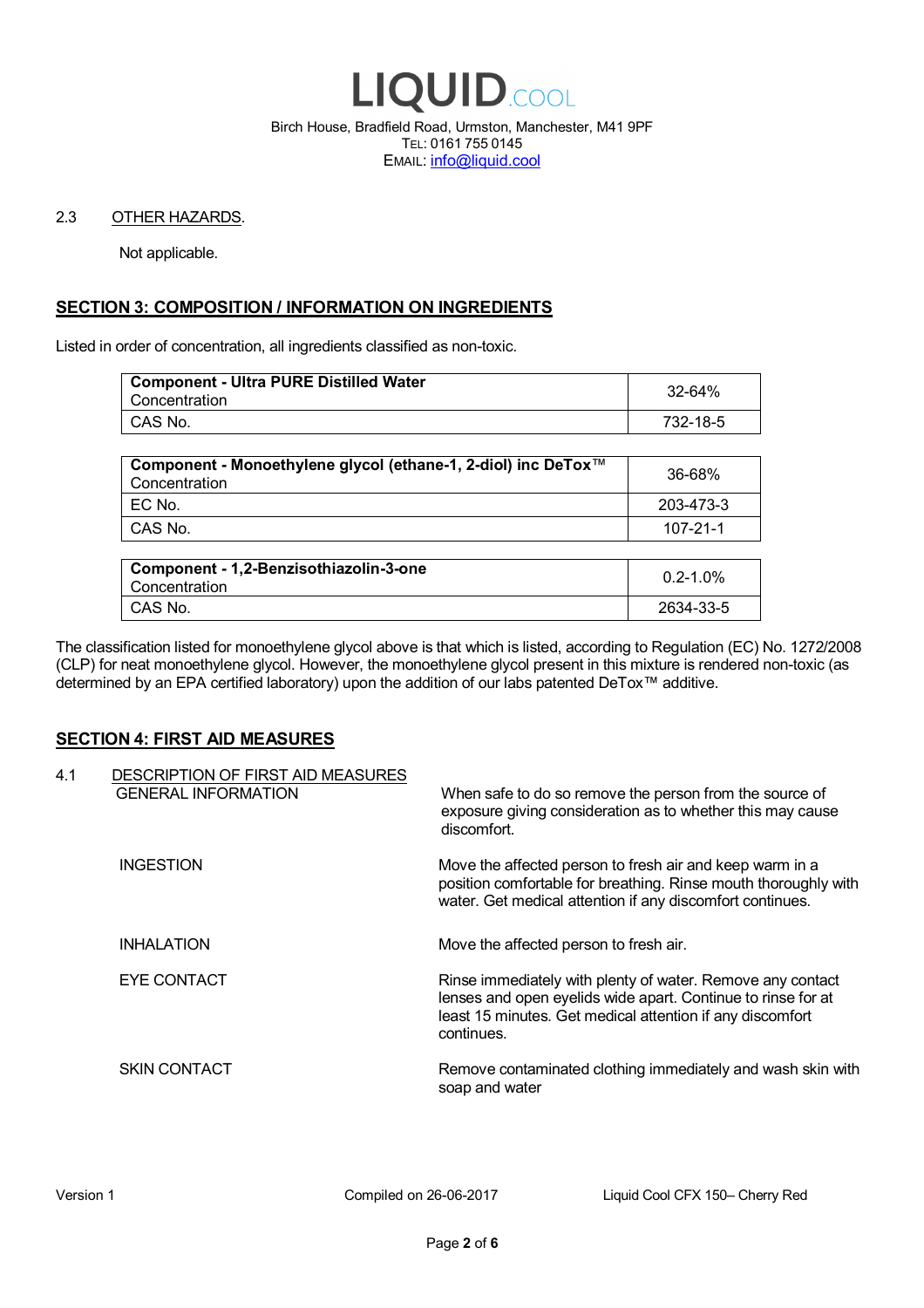2.3 OTHER HAZARDS.

Not applicable.

## SECTION 3: COMPOSITION / INFORMATION ON INGREDIENTS

Listed in order of concentration, all ingredients classified as non-toxic.

| **Component - Ultra PURE Distilled Water**<br>Concentration | 32-64% |
|---|---|
| CAS No. | 732-18-5 |

| **Component - Monoethylene glycol (ethane-1, 2-diol) inc DeTox™**<br>Concentration | 36-68% |
|---|---|
| EC No. | 203-473-3 |
| CAS No. | 107-21-1 |

| **Component - 1,2-Benzisothiazolin-3-one**<br>Concentration | 0.2-1.0% |
|---|---|
| CAS No. | 2634-33-5 |

The classification listed for monoethylene glycol above is that which is listed, according to Regulation (EC) No. 1272/2008 (CLP) for neat monoethylene glycol. However, the monoethylene glycol present in this mixture is rendered non-toxic (as determined by an EPA certified laboratory) upon the addition of our labs patented DeTox™ additive.

## SECTION 4: FIRST AID MEASURES

4.1 DESCRIPTION OF FIRST AID MEASURES

| | |
|---|---|
| GENERAL INFORMATION | When safe to do so remove the person from the source of exposure giving consideration as to whether this may cause discomfort. |
| INGESTION | Move the affected person to fresh air and keep warm in a position comfortable for breathing. Rinse mouth thoroughly with water. Get medical attention if any discomfort continues. |
| INHALATION | Move the affected person to fresh air. |
| EYE CONTACT | Rinse immediately with plenty of water. Remove any contact lenses and open eyelids wide apart. Continue to rinse for at least 15 minutes. Get medical attention if any discomfort continues. |
| SKIN CONTACT | Remove contaminated clothing immediately and wash skin with soap and water |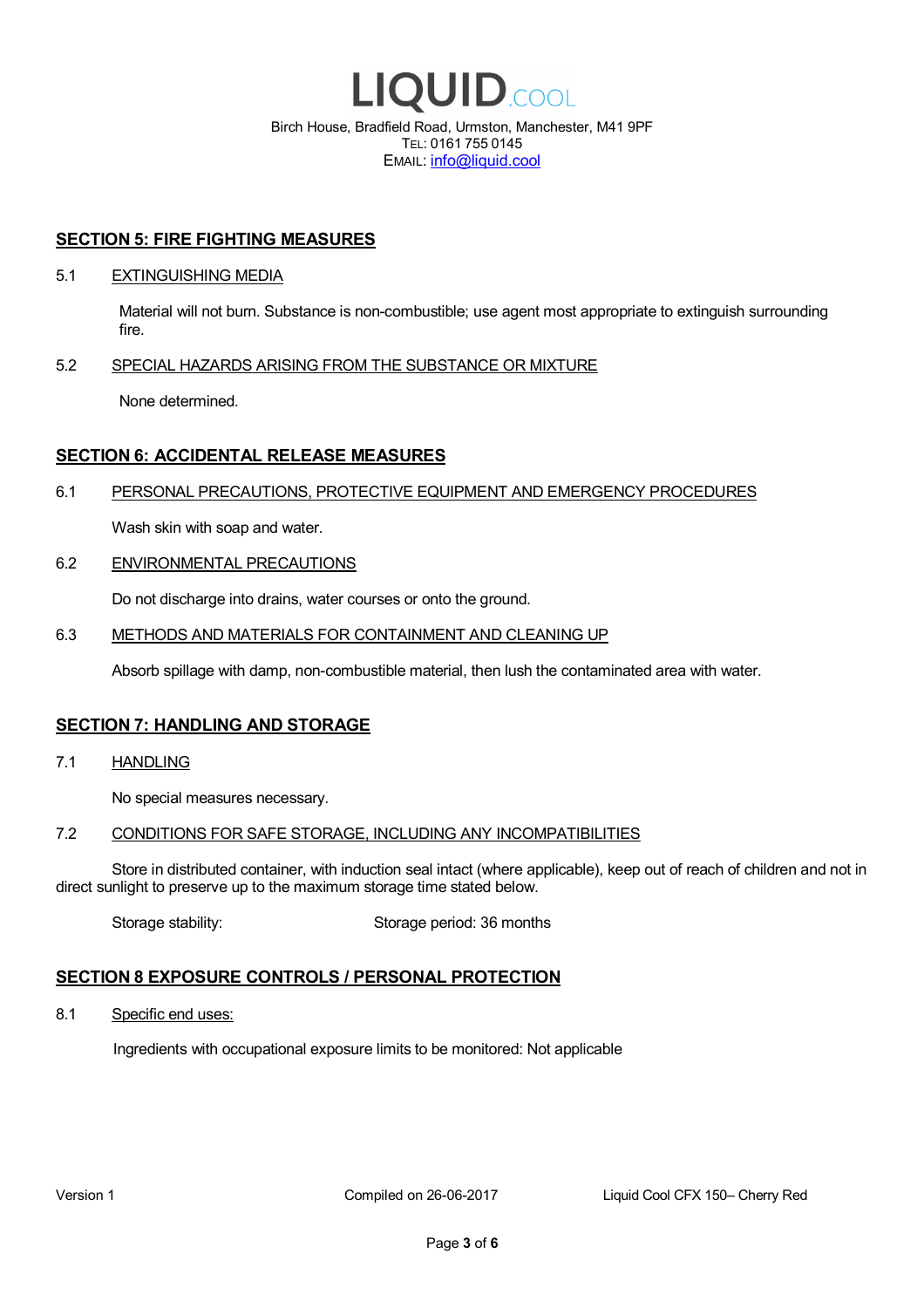## SECTION 5: FIRE FIGHTING MEASURES

5.1 EXTINGUISHING MEDIA

Material will not burn. Substance is non-combustible; use agent most appropriate to extinguish surrounding fire.

5.2 SPECIAL HAZARDS ARISING FROM THE SUBSTANCE OR MIXTURE

None determined.

## SECTION 6: ACCIDENTAL RELEASE MEASURES

6.1 PERSONAL PRECAUTIONS, PROTECTIVE EQUIPMENT AND EMERGENCY PROCEDURES

Wash skin with soap and water.

6.2 ENVIRONMENTAL PRECAUTIONS

Do not discharge into drains, water courses or onto the ground.

6.3 METHODS AND MATERIALS FOR CONTAINMENT AND CLEANING UP

Absorb spillage with damp, non-combustible material, then lush the contaminated area with water.

## SECTION 7: HANDLING AND STORAGE

7.1 HANDLING

No special measures necessary.

7.2 CONDITIONS FOR SAFE STORAGE, INCLUDING ANY INCOMPATIBILITIES

Store in distributed container, with induction seal intact (where applicable), keep out of reach of children and not in direct sunlight to preserve up to the maximum storage time stated below.

Storage stability: Storage period: 36 months

## SECTION 8 EXPOSURE CONTROLS / PERSONAL PROTECTION

8.1 Specific end uses:

Ingredients with occupational exposure limits to be monitored: Not applicable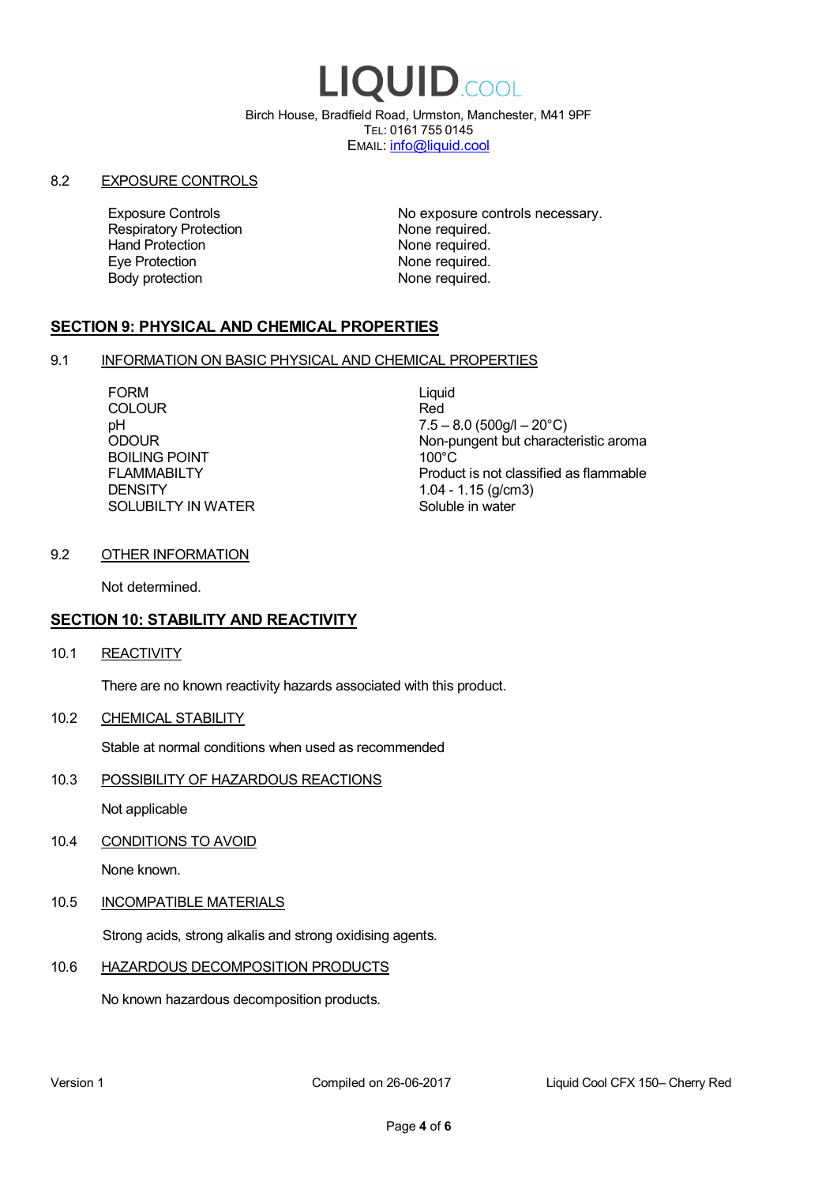### 8.2 EXPOSURE CONTROLS

| | |
|---|---|
| Exposure Controls | No exposure controls necessary. |
| Respiratory Protection | None required. |
| Hand Protection | None required. |
| Eye Protection | None required. |
| Body protection | None required. |

## SECTION 9: PHYSICAL AND CHEMICAL PROPERTIES

### 9.1 INFORMATION ON BASIC PHYSICAL AND CHEMICAL PROPERTIES

| | |
|---|---|
| FORM | Liquid |
| COLOUR | Red |
| pH | 7.5 – 8.0 (500g/l – 20°C) |
| ODOUR | Non-pungent but characteristic aroma |
| BOILING POINT | 100°C |
| FLAMMABILTY | Product is not classified as flammable |
| DENSITY | 1.04 - 1.15 (g/cm3) |
| SOLUBILTY IN WATER | Soluble in water |

### 9.2 OTHER INFORMATION

Not determined.

## SECTION 10: STABILITY AND REACTIVITY

### 10.1 REACTIVITY

There are no known reactivity hazards associated with this product.

### 10.2 CHEMICAL STABILITY

Stable at normal conditions when used as recommended

### 10.3 POSSIBILITY OF HAZARDOUS REACTIONS

Not applicable

### 10.4 CONDITIONS TO AVOID

None known.

### 10.5 INCOMPATIBLE MATERIALS

Strong acids, strong alkalis and strong oxidising agents.

### 10.6 HAZARDOUS DECOMPOSITION PRODUCTS

No known hazardous decomposition products.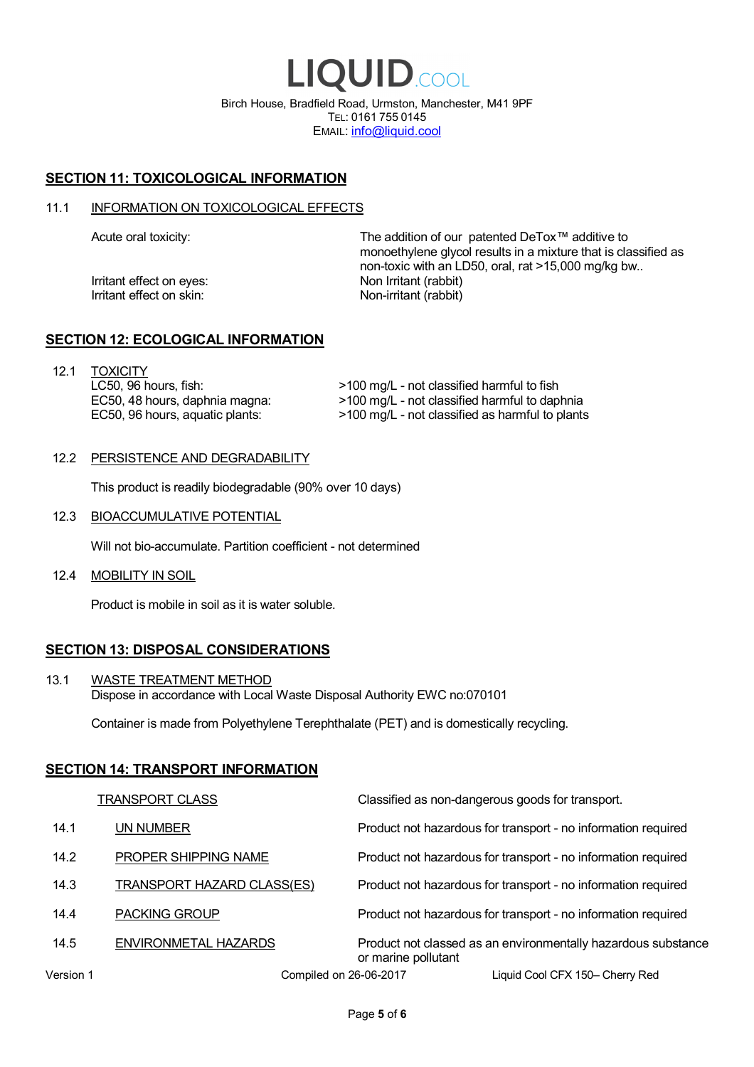## SECTION 11: TOXICOLOGICAL INFORMATION

11.1 INFORMATION ON TOXICOLOGICAL EFFECTS

| | |
|---|---|
| Acute oral toxicity: | The addition of our patented DeTox™ additive to monoethylene glycol results in a mixture that is classified as non-toxic with an LD50, oral, rat >15,000 mg/kg bw.. |
| Irritant effect on eyes: | Non Irritant (rabbit) |
| Irritant effect on skin: | Non-irritant (rabbit) |

## SECTION 12: ECOLOGICAL INFORMATION

12.1 TOXICITY

| | |
|---|---|
| LC50, 96 hours, fish: | >100 mg/L - not classified harmful to fish |
| EC50, 48 hours, daphnia magna: | >100 mg/L - not classified harmful to daphnia |
| EC50, 96 hours, aquatic plants: | >100 mg/L - not classified as harmful to plants |

12.2 PERSISTENCE AND DEGRADABILITY

This product is readily biodegradable (90% over 10 days)

12.3 BIOACCUMULATIVE POTENTIAL

Will not bio-accumulate. Partition coefficient - not determined

12.4 MOBILITY IN SOIL

Product is mobile in soil as it is water soluble.

## SECTION 13: DISPOSAL CONSIDERATIONS

13.1 WASTE TREATMENT METHOD
Dispose in accordance with Local Waste Disposal Authority EWC no:070101

Container is made from Polyethylene Terephthalate (PET) and is domestically recycling.

## SECTION 14: TRANSPORT INFORMATION

| | | |
|---|---|---|
| | TRANSPORT CLASS | Classified as non-dangerous goods for transport. |
| 14.1 | UN NUMBER | Product not hazardous for transport - no information required |
| 14.2 | PROPER SHIPPING NAME | Product not hazardous for transport - no information required |
| 14.3 | TRANSPORT HAZARD CLASS(ES) | Product not hazardous for transport - no information required |
| 14.4 | PACKING GROUP | Product not hazardous for transport - no information required |
| 14.5 | ENVIRONMETAL HAZARDS | Product not classed as an environmentally hazardous substance or marine pollutant |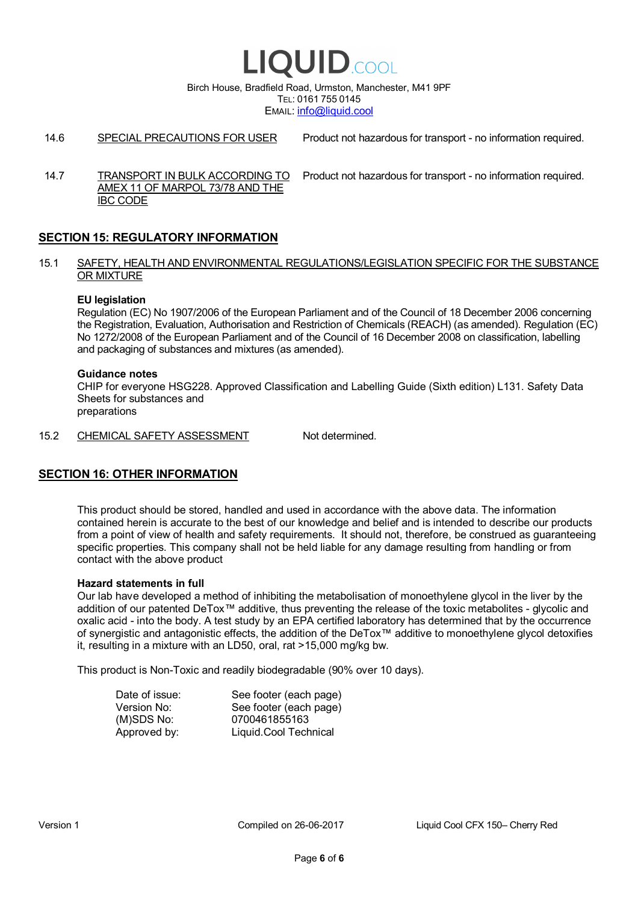LIQUID.COOL

Birch House, Bradfield Road, Urmston, Manchester, M41 9PF
TEL: 0161 755 0145
EMAIL: info@liquid.cool

| | | |
|---|---|---|
| 14.6 | SPECIAL PRECAUTIONS FOR USER | Product not hazardous for transport - no information required. |
| 14.7 | TRANSPORT IN BULK ACCORDING TO AMEX 11 OF MARPOL 73/78 AND THE IBC CODE | Product not hazardous for transport - no information required. |

## SECTION 15: REGULATORY INFORMATION

15.1 SAFETY, HEALTH AND ENVIRONMENTAL REGULATIONS/LEGISLATION SPECIFIC FOR THE SUBSTANCE OR MIXTURE

**EU legislation**
Regulation (EC) No 1907/2006 of the European Parliament and of the Council of 18 December 2006 concerning the Registration, Evaluation, Authorisation and Restriction of Chemicals (REACH) (as amended). Regulation (EC) No 1272/2008 of the European Parliament and of the Council of 16 December 2008 on classification, labelling and packaging of substances and mixtures (as amended).

**Guidance notes**
CHIP for everyone HSG228. Approved Classification and Labelling Guide (Sixth edition) L131. Safety Data Sheets for substances and
preparations

15.2 CHEMICAL SAFETY ASSESSMENT — Not determined.

## SECTION 16: OTHER INFORMATION

This product should be stored, handled and used in accordance with the above data. The information contained herein is accurate to the best of our knowledge and belief and is intended to describe our products from a point of view of health and safety requirements. It should not, therefore, be construed as guaranteeing specific properties. This company shall not be held liable for any damage resulting from handling or from contact with the above product

**Hazard statements in full**
Our lab have developed a method of inhibiting the metabolisation of monoethylene glycol in the liver by the addition of our patented DeTox™ additive, thus preventing the release of the toxic metabolites - glycolic and oxalic acid - into the body. A test study by an EPA certified laboratory has determined that by the occurrence of synergistic and antagonistic effects, the addition of the DeTox™ additive to monoethylene glycol detoxifies it, resulting in a mixture with an LD50, oral, rat >15,000 mg/kg bw.

This product is Non-Toxic and readily biodegradable (90% over 10 days).

| | |
|---|---|
| Date of issue: | See footer (each page) |
| Version No: | See footer (each page) |
| (M)SDS No: | 0700461855163 |
| Approved by: | Liquid.Cool Technical |

Version 1 — Compiled on 26-06-2017 — Liquid Cool CFX 150– Cherry Red